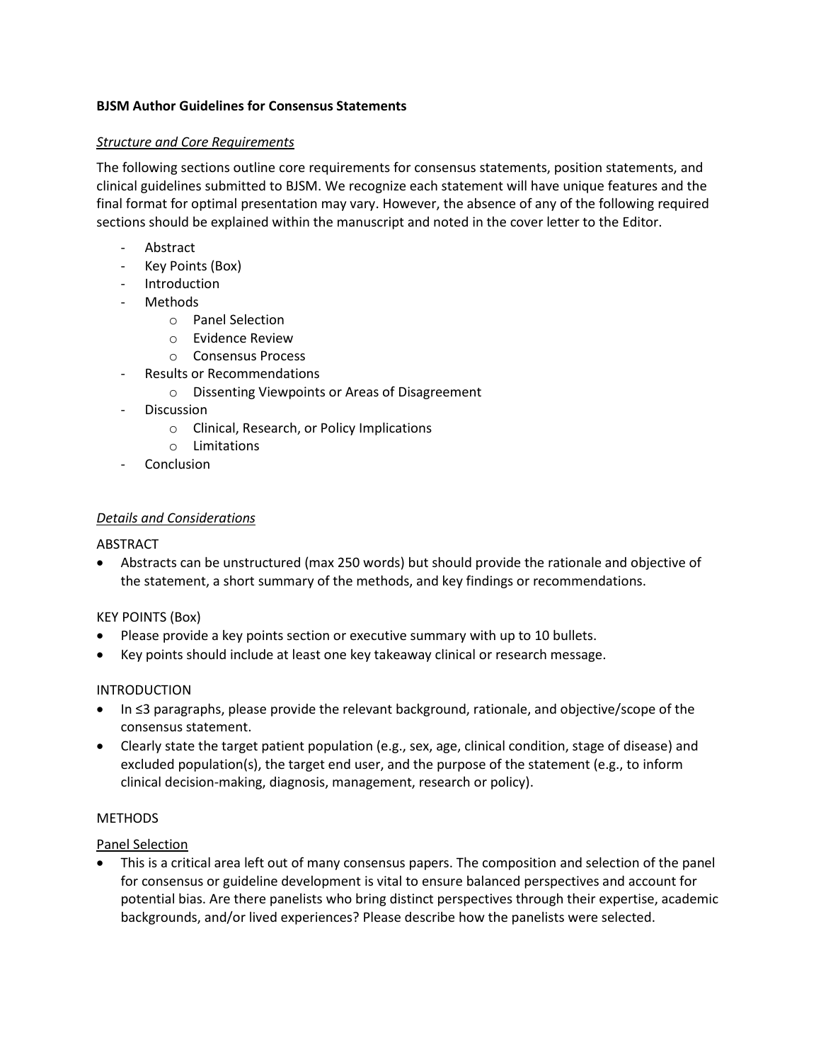**BJSM Author Guidelines for Consensus Statements**

*Structure and Core Requirements*

The following sections outline core requirements for consensus statements, position statements, and clinical guidelines submitted to BJSM. We recognize each statement will have unique features and the final format for optimal presentation may vary. However, the absence of any of the following required sections should be explained within the manuscript and noted in the cover letter to the Editor.

- Abstract
- Key Points (Box)
- Introduction
- Methods
    - Panel Selection
    - Evidence Review
    - Consensus Process
- Results or Recommendations
    - Dissenting Viewpoints or Areas of Disagreement
- Discussion
    - Clinical, Research, or Policy Implications
    - Limitations
- Conclusion

*Details and Considerations*

ABSTRACT

- Abstracts can be unstructured (max 250 words) but should provide the rationale and objective of the statement, a short summary of the methods, and key findings or recommendations.

KEY POINTS (Box)

- Please provide a key points section or executive summary with up to 10 bullets.
- Key points should include at least one key takeaway clinical or research message.

INTRODUCTION

- In ≤3 paragraphs, please provide the relevant background, rationale, and objective/scope of the consensus statement.
- Clearly state the target patient population (e.g., sex, age, clinical condition, stage of disease) and excluded population(s), the target end user, and the purpose of the statement (e.g., to inform clinical decision-making, diagnosis, management, research or policy).

METHODS

Panel Selection

- This is a critical area left out of many consensus papers. The composition and selection of the panel for consensus or guideline development is vital to ensure balanced perspectives and account for potential bias. Are there panelists who bring distinct perspectives through their expertise, academic backgrounds, and/or lived experiences? Please describe how the panelists were selected.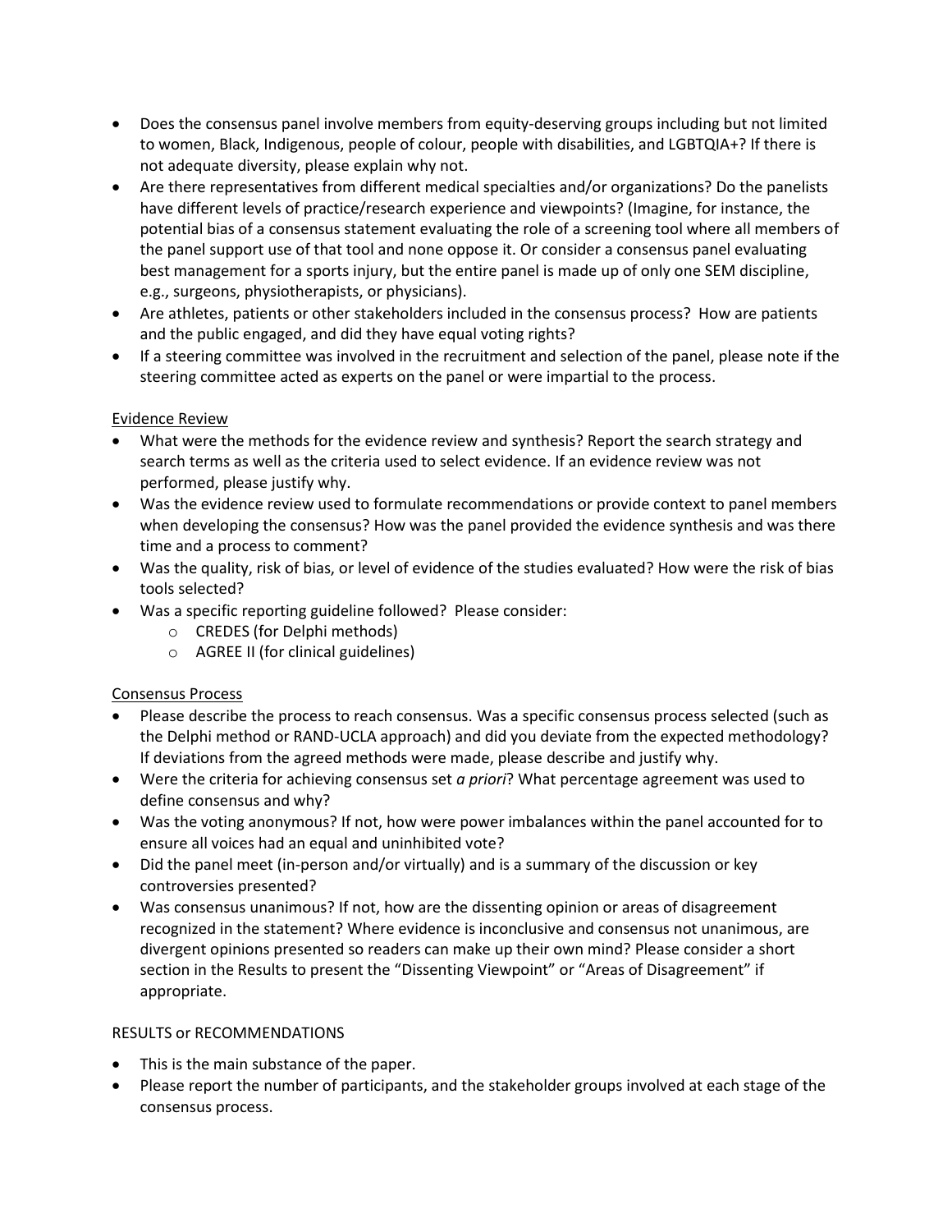- Does the consensus panel involve members from equity-deserving groups including but not limited to women, Black, Indigenous, people of colour, people with disabilities, and LGBTQIA+? If there is not adequate diversity, please explain why not.
- Are there representatives from different medical specialties and/or organizations? Do the panelists have different levels of practice/research experience and viewpoints? (Imagine, for instance, the potential bias of a consensus statement evaluating the role of a screening tool where all members of the panel support use of that tool and none oppose it. Or consider a consensus panel evaluating best management for a sports injury, but the entire panel is made up of only one SEM discipline, e.g., surgeons, physiotherapists, or physicians).
- Are athletes, patients or other stakeholders included in the consensus process? How are patients and the public engaged, and did they have equal voting rights?
- If a steering committee was involved in the recruitment and selection of the panel, please note if the steering committee acted as experts on the panel or were impartial to the process.

<u>Evidence Review</u>

- What were the methods for the evidence review and synthesis? Report the search strategy and search terms as well as the criteria used to select evidence. If an evidence review was not performed, please justify why.
- Was the evidence review used to formulate recommendations or provide context to panel members when developing the consensus? How was the panel provided the evidence synthesis and was there time and a process to comment?
- Was the quality, risk of bias, or level of evidence of the studies evaluated? How were the risk of bias tools selected?
- Was a specific reporting guideline followed? Please consider:
  - CREDES (for Delphi methods)
  - AGREE II (for clinical guidelines)

<u>Consensus Process</u>

- Please describe the process to reach consensus. Was a specific consensus process selected (such as the Delphi method or RAND-UCLA approach) and did you deviate from the expected methodology? If deviations from the agreed methods were made, please describe and justify why.
- Were the criteria for achieving consensus set *a priori*? What percentage agreement was used to define consensus and why?
- Was the voting anonymous? If not, how were power imbalances within the panel accounted for to ensure all voices had an equal and uninhibited vote?
- Did the panel meet (in-person and/or virtually) and is a summary of the discussion or key controversies presented?
- Was consensus unanimous? If not, how are the dissenting opinion or areas of disagreement recognized in the statement? Where evidence is inconclusive and consensus not unanimous, are divergent opinions presented so readers can make up their own mind? Please consider a short section in the Results to present the "Dissenting Viewpoint" or "Areas of Disagreement" if appropriate.

RESULTS or RECOMMENDATIONS

- This is the main substance of the paper.
- Please report the number of participants, and the stakeholder groups involved at each stage of the consensus process.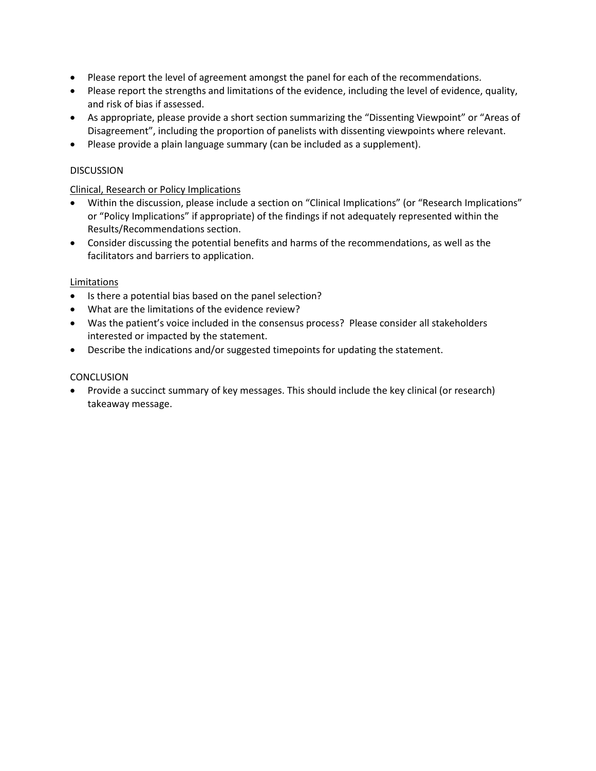- Please report the level of agreement amongst the panel for each of the recommendations.
- Please report the strengths and limitations of the evidence, including the level of evidence, quality, and risk of bias if assessed.
- As appropriate, please provide a short section summarizing the "Dissenting Viewpoint" or "Areas of Disagreement", including the proportion of panelists with dissenting viewpoints where relevant.
- Please provide a plain language summary (can be included as a supplement).

## DISCUSSION

### Clinical, Research or Policy Implications

- Within the discussion, please include a section on "Clinical Implications" (or "Research Implications" or "Policy Implications" if appropriate) of the findings if not adequately represented within the Results/Recommendations section.
- Consider discussing the potential benefits and harms of the recommendations, as well as the facilitators and barriers to application.

### Limitations

- Is there a potential bias based on the panel selection?
- What are the limitations of the evidence review?
- Was the patient's voice included in the consensus process? Please consider all stakeholders interested or impacted by the statement.
- Describe the indications and/or suggested timepoints for updating the statement.

## CONCLUSION

- Provide a succinct summary of key messages. This should include the key clinical (or research) takeaway message.